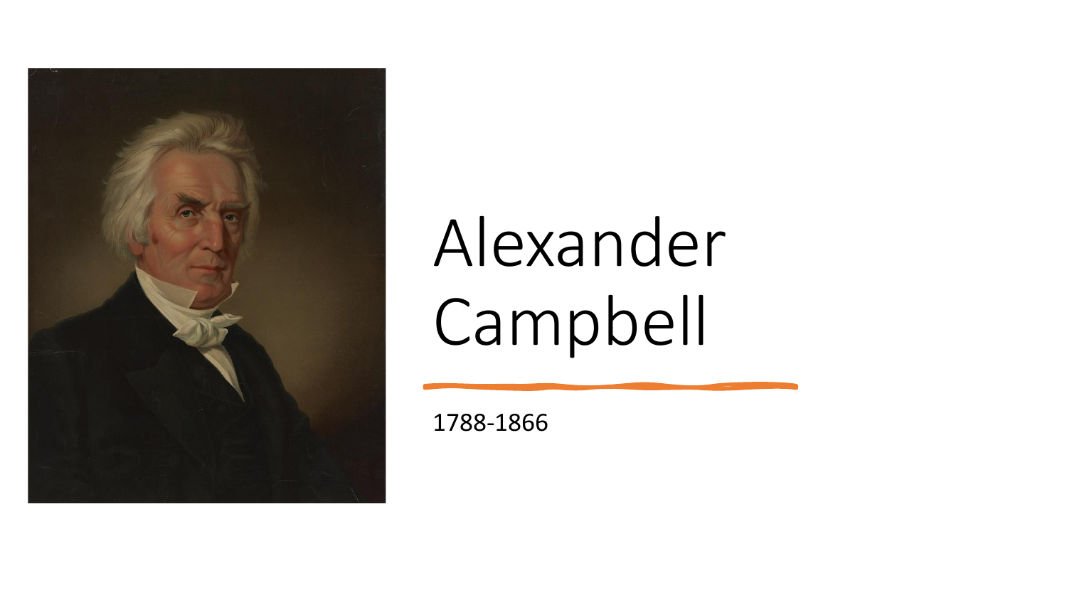# Alexander Campbell

1788-1866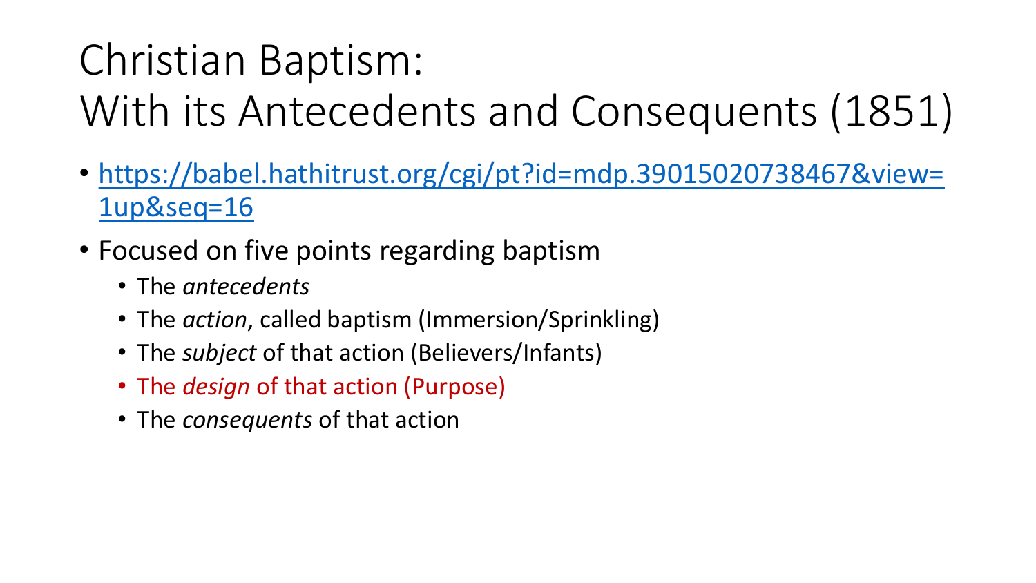# Christian Baptism: With its Antecedents and Consequents (1851)

- https://babel.hathitrust.org/cgi/pt?id=mdp.39015020738467&view=1up&seq=16
- Focused on five points regarding baptism
  - The *antecedents*
  - The *action*, called baptism (Immersion/Sprinkling)
  - The *subject* of that action (Believers/Infants)
  - The *design* of that action (Purpose)
  - The *consequents* of that action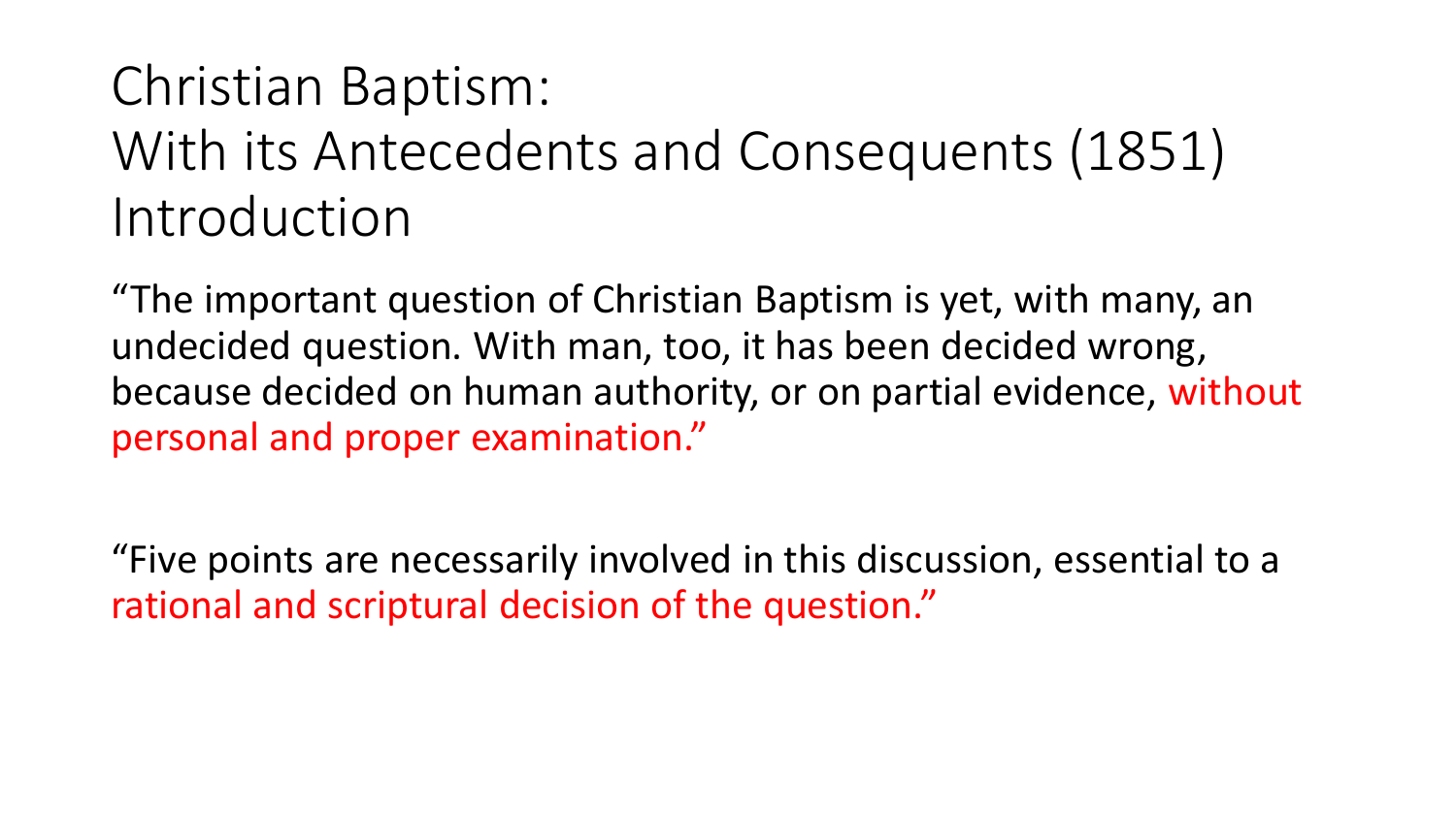# Christian Baptism: With its Antecedents and Consequents (1851) Introduction

"The important question of Christian Baptism is yet, with many, an undecided question. With man, too, it has been decided wrong, because decided on human authority, or on partial evidence, without personal and proper examination."

"Five points are necessarily involved in this discussion, essential to a rational and scriptural decision of the question."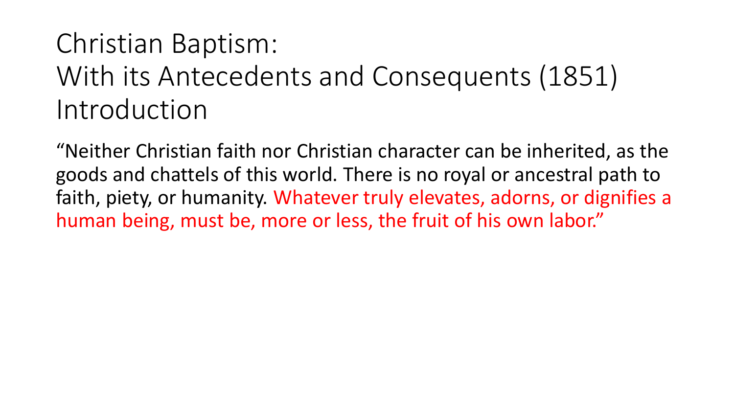# Christian Baptism: With its Antecedents and Consequents (1851) Introduction

"Neither Christian faith nor Christian character can be inherited, as the goods and chattels of this world. There is no royal or ancestral path to faith, piety, or humanity. Whatever truly elevates, adorns, or dignifies a human being, must be, more or less, the fruit of his own labor."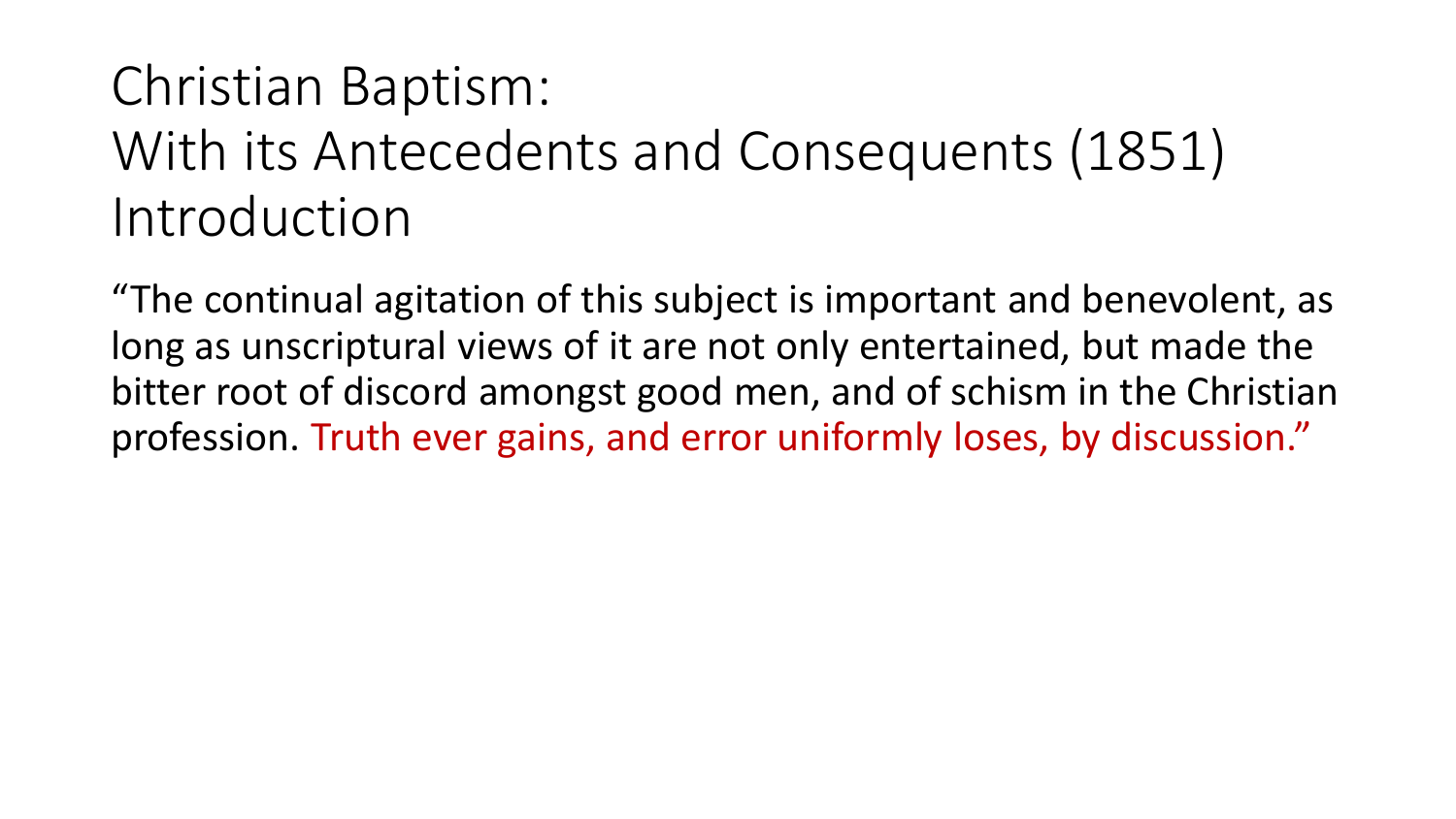# Christian Baptism: With its Antecedents and Consequents (1851) Introduction

"The continual agitation of this subject is important and benevolent, as long as unscriptural views of it are not only entertained, but made the bitter root of discord amongst good men, and of schism in the Christian profession. Truth ever gains, and error uniformly loses, by discussion."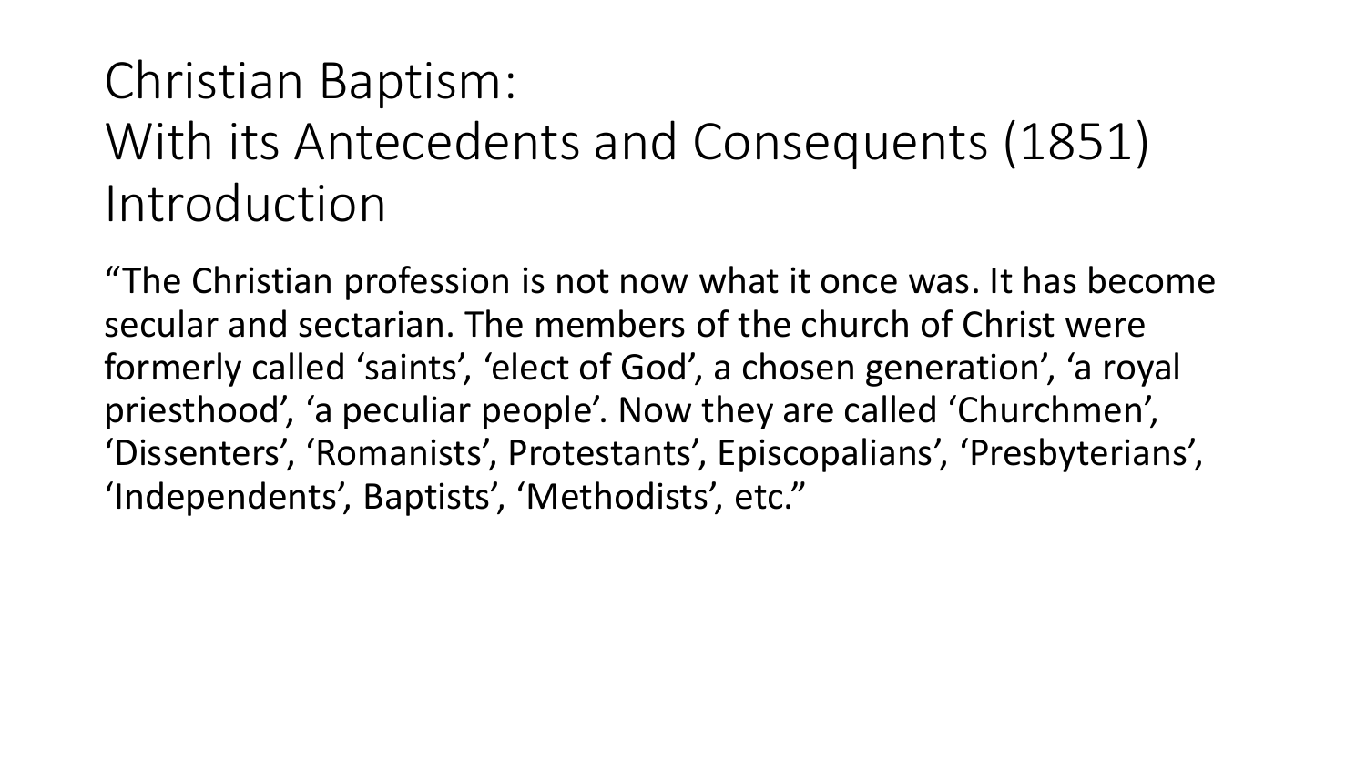# Christian Baptism: With its Antecedents and Consequents (1851) Introduction

“The Christian profession is not now what it once was. It has become secular and sectarian. The members of the church of Christ were formerly called ‘saints’, ‘elect of God’, a chosen generation’, ‘a royal priesthood’, ‘a peculiar people’. Now they are called ‘Churchmen’, ‘Dissenters’, ‘Romanists’, Protestants’, Episcopalians’, ‘Presbyterians’, ‘Independents’, Baptists’, ‘Methodists’, etc.”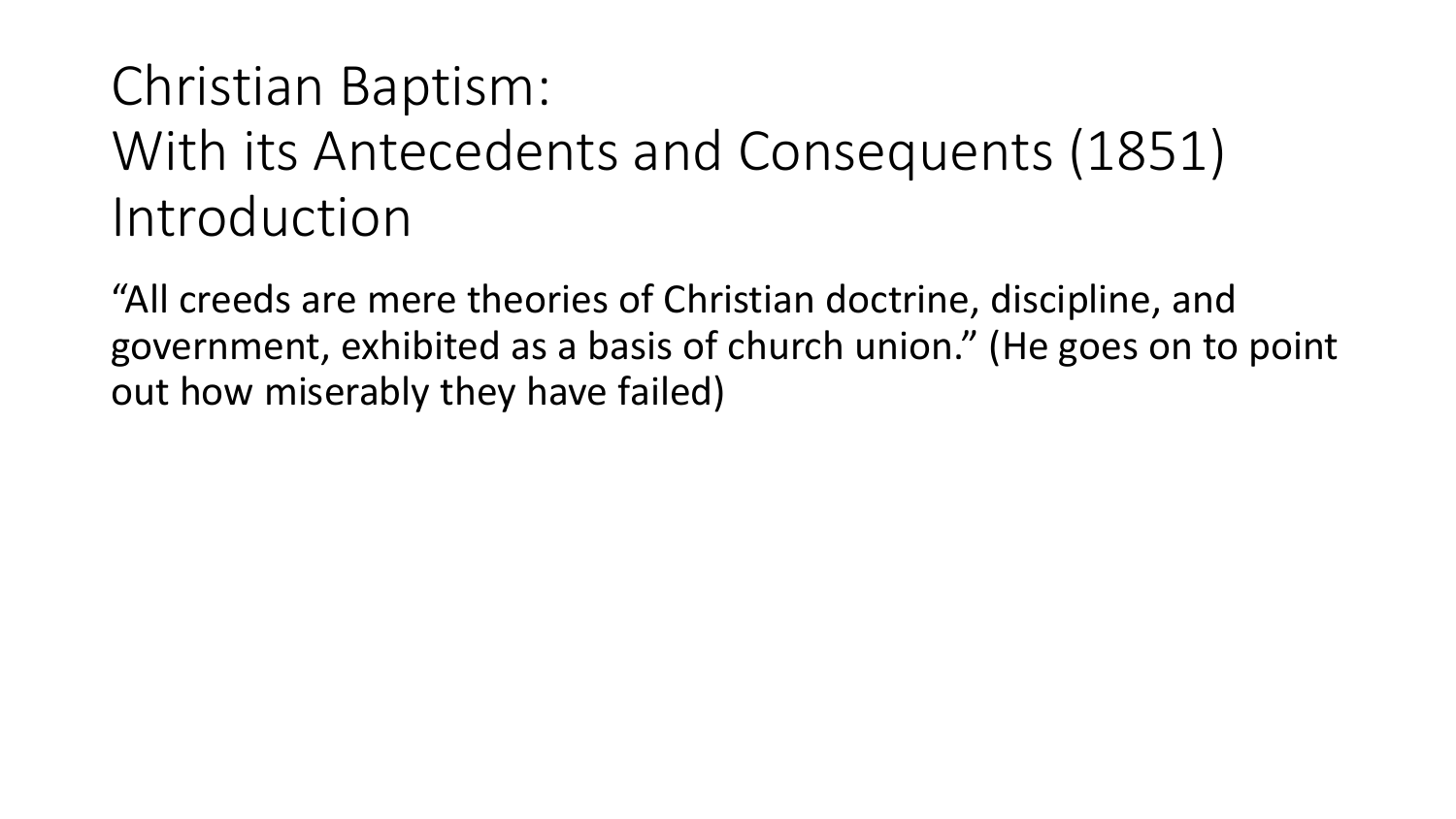# Christian Baptism:
# With its Antecedents and Consequents (1851)
# Introduction

"All creeds are mere theories of Christian doctrine, discipline, and government, exhibited as a basis of church union." (He goes on to point out how miserably they have failed)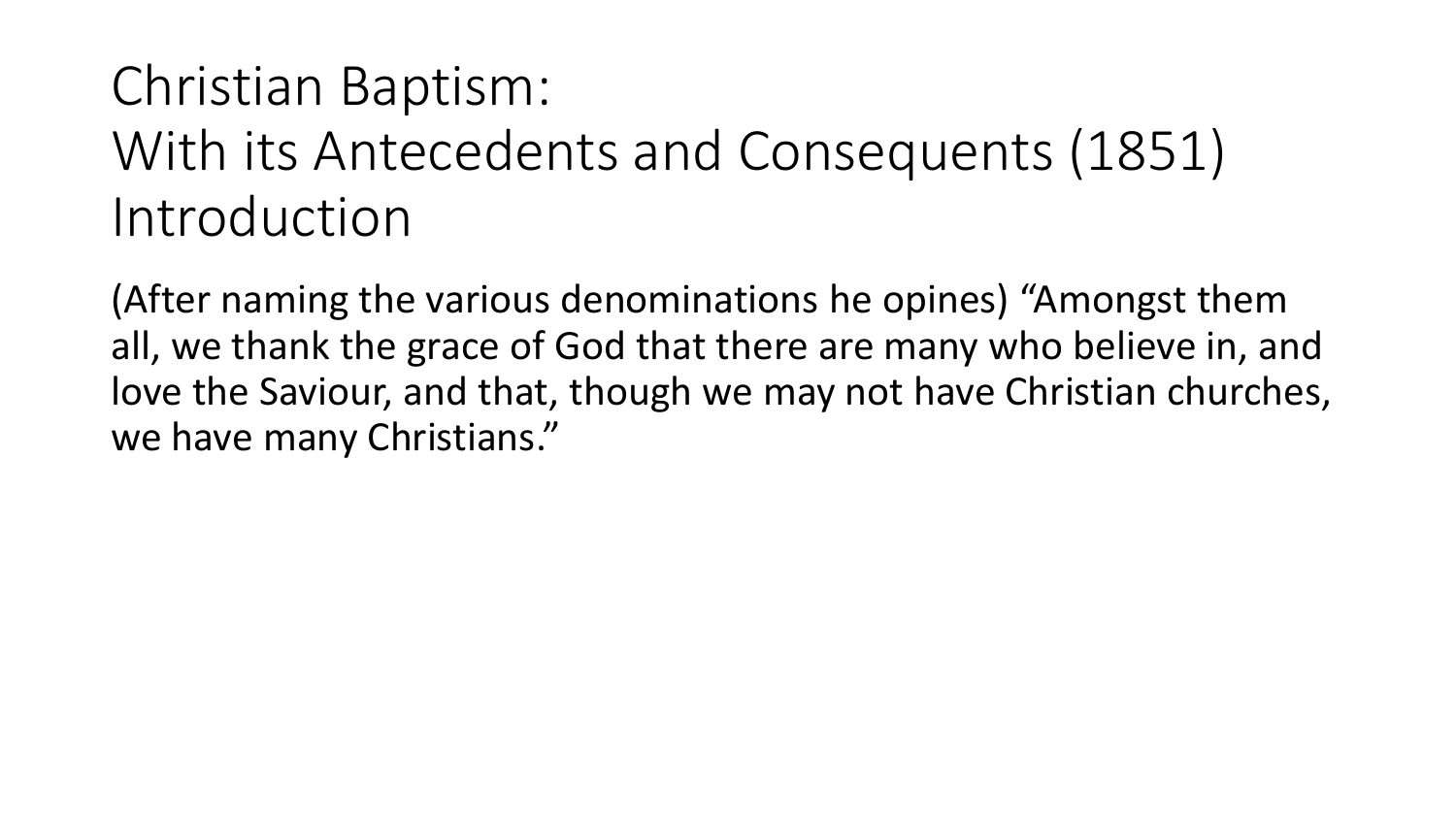# Christian Baptism:
# With its Antecedents and Consequents (1851)
# Introduction

(After naming the various denominations he opines) "Amongst them all, we thank the grace of God that there are many who believe in, and love the Saviour, and that, though we may not have Christian churches, we have many Christians."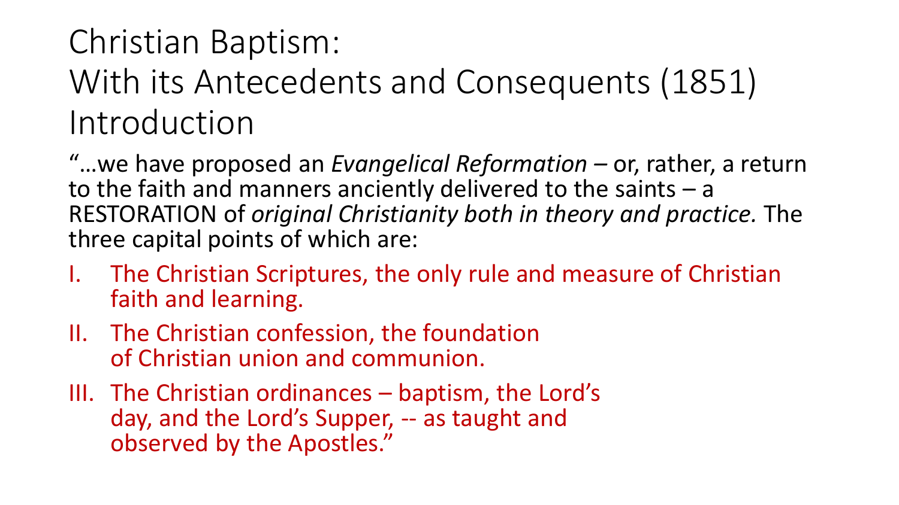# Christian Baptism: With its Antecedents and Consequents (1851) Introduction

"…we have proposed an *Evangelical Reformation* – or, rather, a return to the faith and manners anciently delivered to the saints – a RESTORATION of *original Christianity both in theory and practice.* The three capital points of which are:

I. The Christian Scriptures, the only rule and measure of Christian faith and learning.

II. The Christian confession, the foundation of Christian union and communion.

III. The Christian ordinances – baptism, the Lord's day, and the Lord's Supper, -- as taught and observed by the Apostles."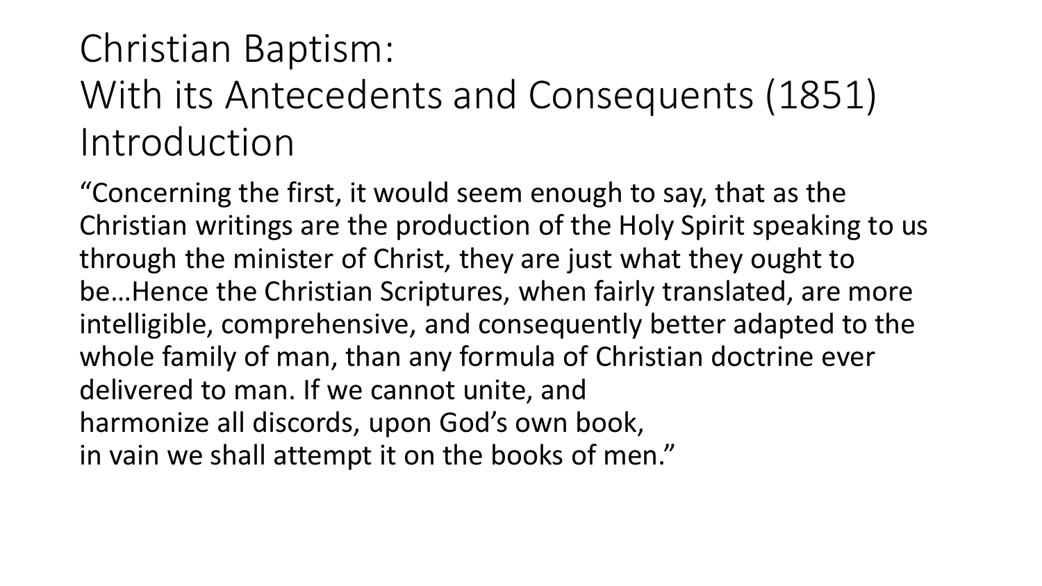# Christian Baptism: With its Antecedents and Consequents (1851) Introduction

"Concerning the first, it would seem enough to say, that as the Christian writings are the production of the Holy Spirit speaking to us through the minister of Christ, they are just what they ought to be…Hence the Christian Scriptures, when fairly translated, are more intelligible, comprehensive, and consequently better adapted to the whole family of man, than any formula of Christian doctrine ever delivered to man. If we cannot unite, and harmonize all discords, upon God's own book, in vain we shall attempt it on the books of men."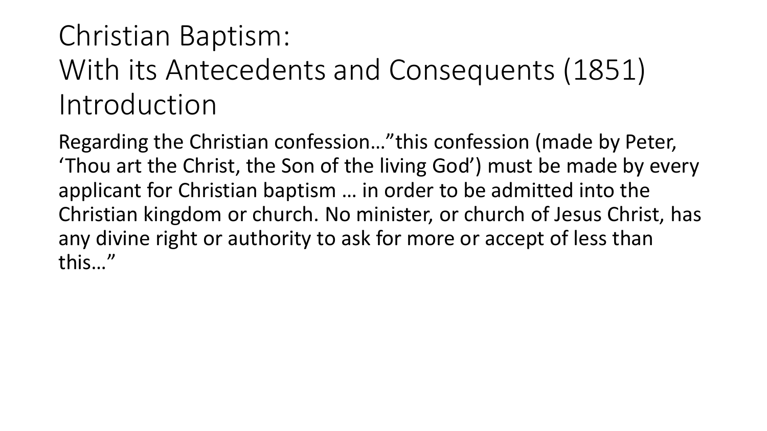# Christian Baptism: With its Antecedents and Consequents (1851) Introduction

Regarding the Christian confession…"this confession (made by Peter, 'Thou art the Christ, the Son of the living God') must be made by every applicant for Christian baptism … in order to be admitted into the Christian kingdom or church. No minister, or church of Jesus Christ, has any divine right or authority to ask for more or accept of less than this…"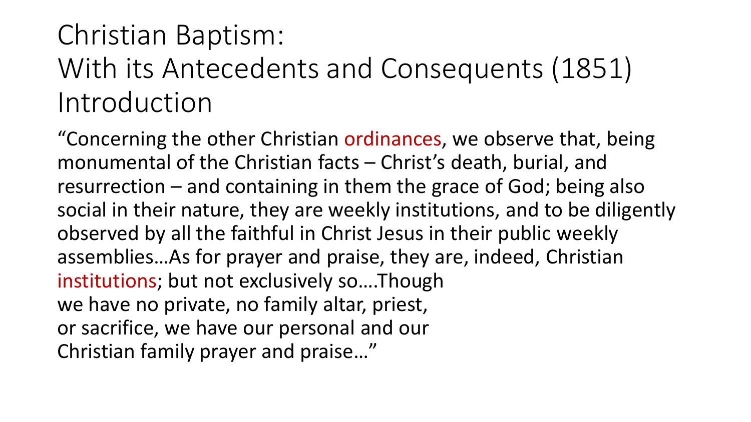# Christian Baptism:
# With its Antecedents and Consequents (1851)
# Introduction

"Concerning the other Christian ordinances, we observe that, being monumental of the Christian facts – Christ's death, burial, and resurrection – and containing in them the grace of God; being also social in their nature, they are weekly institutions, and to be diligently observed by all the faithful in Christ Jesus in their public weekly assemblies…As for prayer and praise, they are, indeed, Christian institutions; but not exclusively so….Though we have no private, no family altar, priest, or sacrifice, we have our personal and our Christian family prayer and praise…"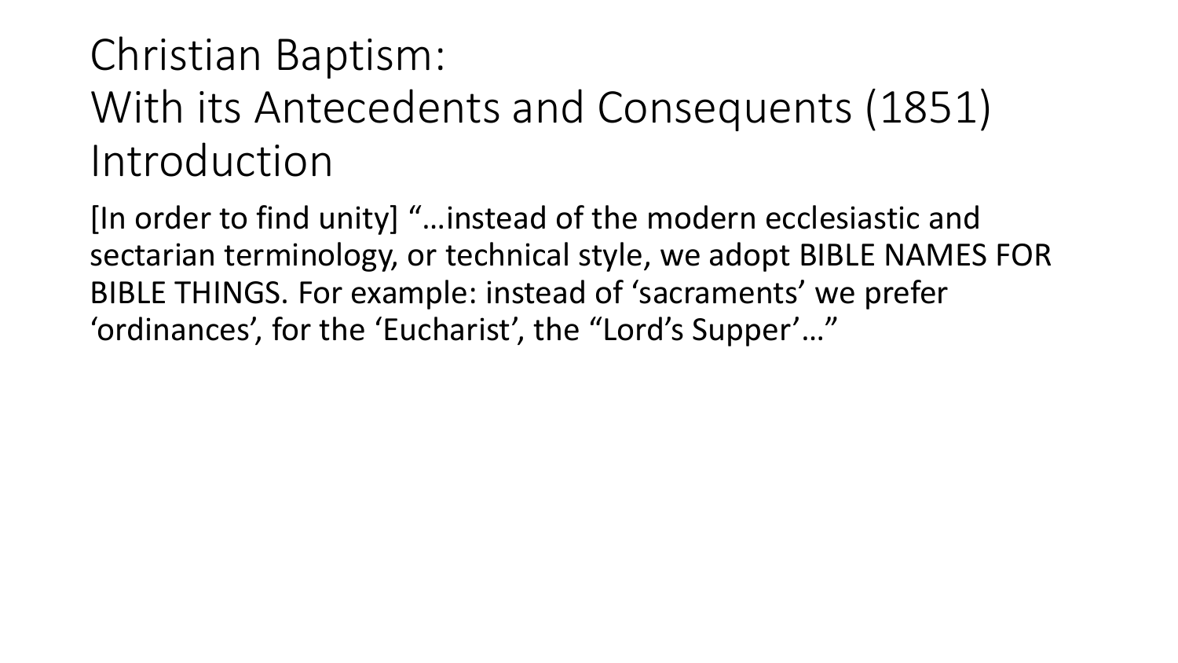# Christian Baptism: With its Antecedents and Consequents (1851) Introduction

[In order to find unity] "…instead of the modern ecclesiastic and sectarian terminology, or technical style, we adopt BIBLE NAMES FOR BIBLE THINGS. For example: instead of 'sacraments' we prefer 'ordinances', for the 'Eucharist', the "Lord's Supper'…"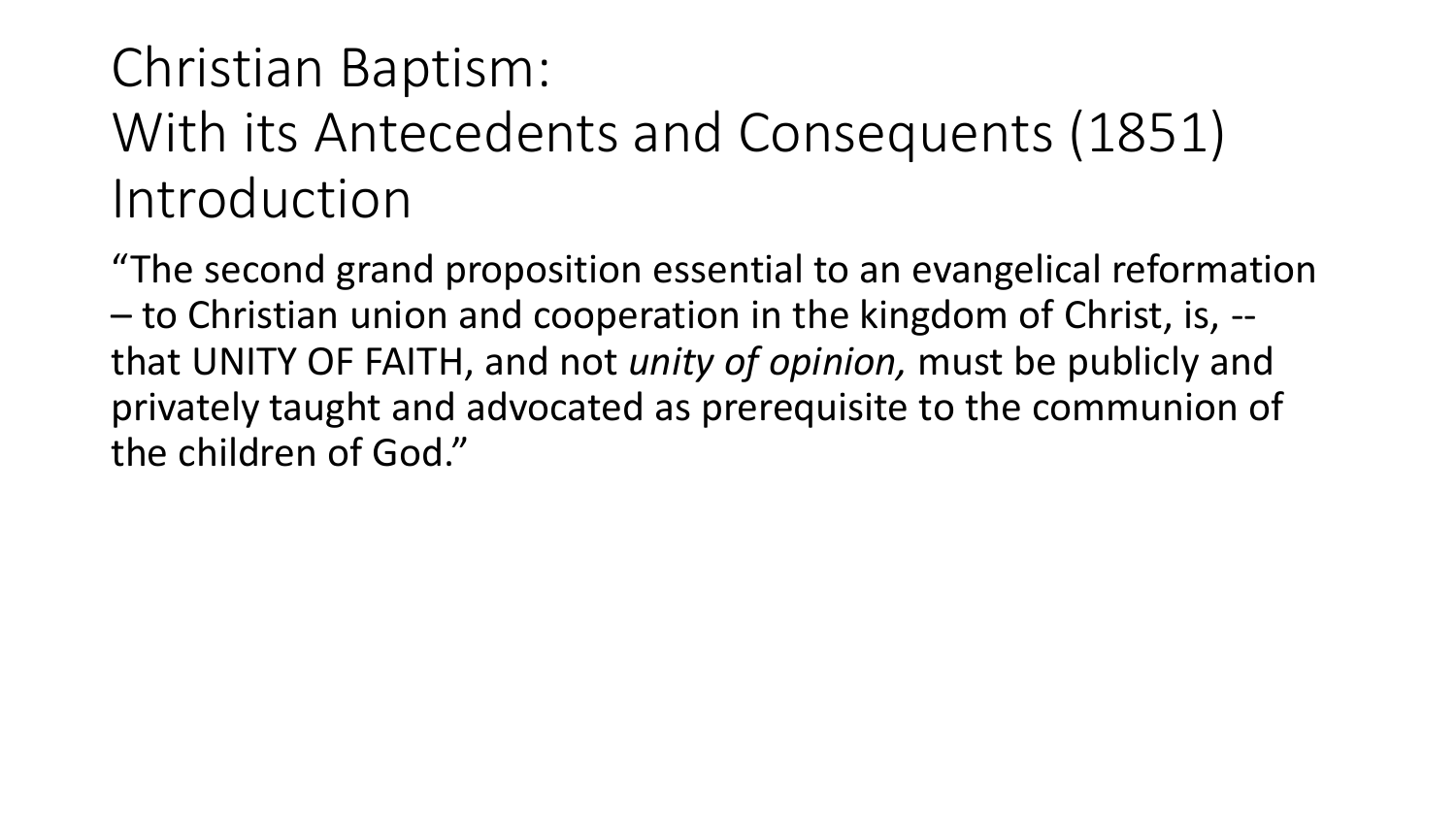# Christian Baptism: With its Antecedents and Consequents (1851) Introduction

"The second grand proposition essential to an evangelical reformation – to Christian union and cooperation in the kingdom of Christ, is, -- that UNITY OF FAITH, and not *unity of opinion,* must be publicly and privately taught and advocated as prerequisite to the communion of the children of God."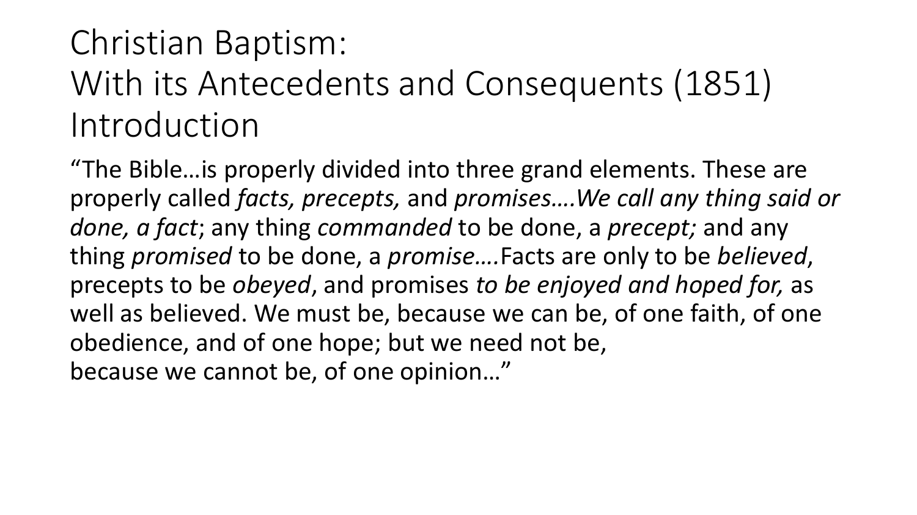# Christian Baptism: With its Antecedents and Consequents (1851) Introduction

"The Bible…is properly divided into three grand elements. These are properly called *facts, precepts,* and *promises….We call any thing said or done, a fact*; any thing *commanded* to be done, a *precept;* and any thing *promised* to be done, a *promise….*Facts are only to be *believed*, precepts to be *obeyed*, and promises *to be enjoyed and hoped for,* as well as believed. We must be, because we can be, of one faith, of one obedience, and of one hope; but we need not be, because we cannot be, of one opinion…"